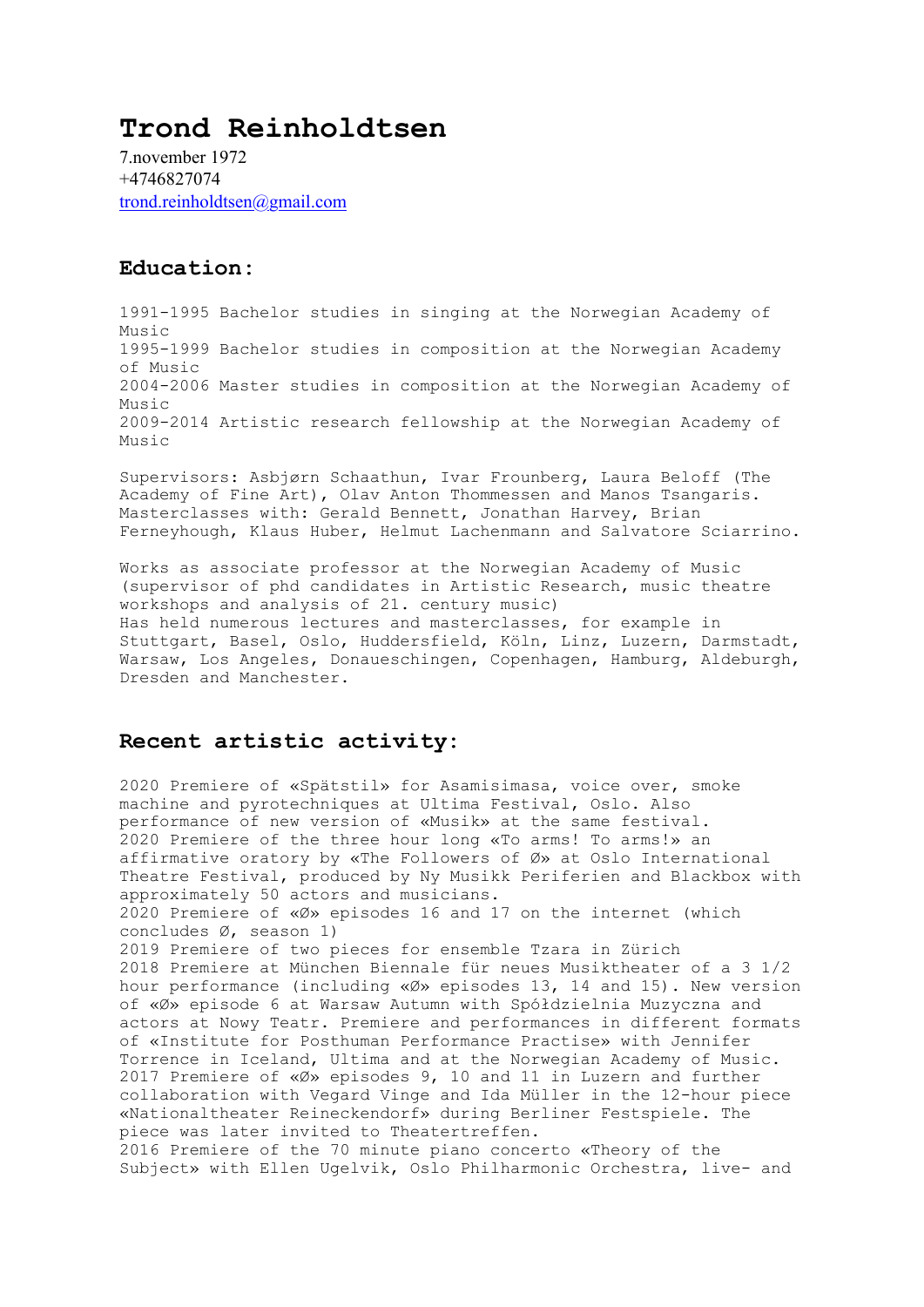# Trond Reinholdtsen

7.november 1972
+4746827074
trond.reinholdtsen@gmail.com

## Education:

1991-1995 Bachelor studies in singing at the Norwegian Academy of Music
1995-1999 Bachelor studies in composition at the Norwegian Academy of Music
2004-2006 Master studies in composition at the Norwegian Academy of Music
2009-2014 Artistic research fellowship at the Norwegian Academy of Music

Supervisors: Asbjørn Schaathun, Ivar Frounberg, Laura Beloff (The Academy of Fine Art), Olav Anton Thommessen and Manos Tsangaris. Masterclasses with: Gerald Bennett, Jonathan Harvey, Brian Ferneyhough, Klaus Huber, Helmut Lachenmann and Salvatore Sciarrino.

Works as associate professor at the Norwegian Academy of Music (supervisor of phd candidates in Artistic Research, music theatre workshops and analysis of 21. century music)
Has held numerous lectures and masterclasses, for example in Stuttgart, Basel, Oslo, Huddersfield, Köln, Linz, Luzern, Darmstadt, Warsaw, Los Angeles, Donaueschingen, Copenhagen, Hamburg, Aldeburgh, Dresden and Manchester.

## Recent artistic activity:

2020 Premiere of «Spätstil» for Asamisimasa, voice over, smoke machine and pyrotechniques at Ultima Festival, Oslo. Also performance of new version of «Musik» at the same festival.
2020 Premiere of the three hour long «To arms! To arms!» an affirmative oratory by «The Followers of Ø» at Oslo International Theatre Festival, produced by Ny Musikk Periferien and Blackbox with approximately 50 actors and musicians.
2020 Premiere of «Ø» episodes 16 and 17 on the internet (which concludes Ø, season 1)
2019 Premiere of two pieces for ensemble Tzara in Zürich
2018 Premiere at München Biennale für neues Musiktheater of a 3 1/2 hour performance (including «Ø» episodes 13, 14 and 15). New version of «Ø» episode 6 at Warsaw Autumn with Spółdzielnia Muzyczna and actors at Nowy Teatr. Premiere and performances in different formats of «Institute for Posthuman Performance Practise» with Jennifer Torrence in Iceland, Ultima and at the Norwegian Academy of Music.
2017 Premiere of «Ø» episodes 9, 10 and 11 in Luzern and further collaboration with Vegard Vinge and Ida Müller in the 12-hour piece «Nationaltheater Reineckendorf» during Berliner Festspiele. The piece was later invited to Theatertreffen.
2016 Premiere of the 70 minute piano concerto «Theory of the Subject» with Ellen Ugelvik, Oslo Philharmonic Orchestra, live- and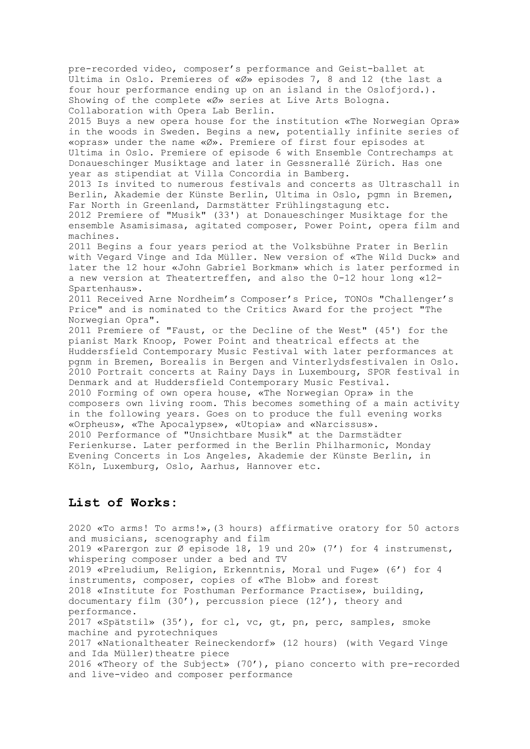pre-recorded video, composer's performance and Geist-ballet at Ultima in Oslo. Premieres of «Ø» episodes 7, 8 and 12 (the last a four hour performance ending up on an island in the Oslofjord.). Showing of the complete «Ø» series at Live Arts Bologna. Collaboration with Opera Lab Berlin.

2015 Buys a new opera house for the institution «The Norwegian Opra» in the woods in Sweden. Begins a new, potentially infinite series of «opras» under the name «Ø». Premiere of first four episodes at Ultima in Oslo. Premiere of episode 6 with Ensemble Contrechamps at Donaueschinger Musiktage and later in Gessnerallé Zürich. Has one year as stipendiat at Villa Concordia in Bamberg.

2013 Is invited to numerous festivals and concerts as Ultraschall in Berlin, Akademie der Künste Berlin, Ultima in Oslo, pgmn in Bremen, Far North in Greenland, Darmstätter Frühlingstagung etc.

2012 Premiere of "Musik" (33') at Donaueschinger Musiktage for the ensemble Asamisimasa, agitated composer, Power Point, opera film and machines.

2011 Begins a four years period at the Volksbühne Prater in Berlin with Vegard Vinge and Ida Müller. New version of «The Wild Duck» and later the 12 hour «John Gabriel Borkman» which is later performed in a new version at Theatertreffen, and also the 0-12 hour long «12-Spartenhaus».

2011 Received Arne Nordheim's Composer's Price, TONOs "Challenger's Price" and is nominated to the Critics Award for the project "The Norwegian Opra".

2011 Premiere of "Faust, or the Decline of the West" (45') for the pianist Mark Knoop, Power Point and theatrical effects at the Huddersfield Contemporary Music Festival with later performances at pgnm in Bremen, Borealis in Bergen and Vinterlydsfestivalen in Oslo.

2010 Portrait concerts at Rainy Days in Luxembourg, SPOR festival in Denmark and at Huddersfield Contemporary Music Festival.

2010 Forming of own opera house, «The Norwegian Opra» in the composers own living room. This becomes something of a main activity in the following years. Goes on to produce the full evening works «Orpheus», «The Apocalypse», «Utopia» and «Narcissus».

2010 Performance of "Unsichtbare Musik" at the Darmstädter Ferienkurse. Later performed in the Berlin Philharmonic, Monday Evening Concerts in Los Angeles, Akademie der Künste Berlin, in Köln, Luxemburg, Oslo, Aarhus, Hannover etc.

## List of Works:

2020 «To arms! To arms!»,(3 hours) affirmative oratory for 50 actors and musicians, scenography and film

2019 «Parergon zur Ø episode 18, 19 und 20» (7') for 4 instrumenst, whispering composer under a bed and TV

2019 «Preludium, Religion, Erkenntnis, Moral und Fuge» (6') for 4 instruments, composer, copies of «The Blob» and forest

2018 «Institute for Posthuman Performance Practise», building, documentary film (30'), percussion piece (12'), theory and performance.

2017 «Spätstil» (35'), for cl, vc, gt, pn, perc, samples, smoke machine and pyrotechniques

2017 «Nationaltheater Reineckendorf» (12 hours) (with Vegard Vinge and Ida Müller)theatre piece

2016 «Theory of the Subject» (70'), piano concerto with pre-recorded and live-video and composer performance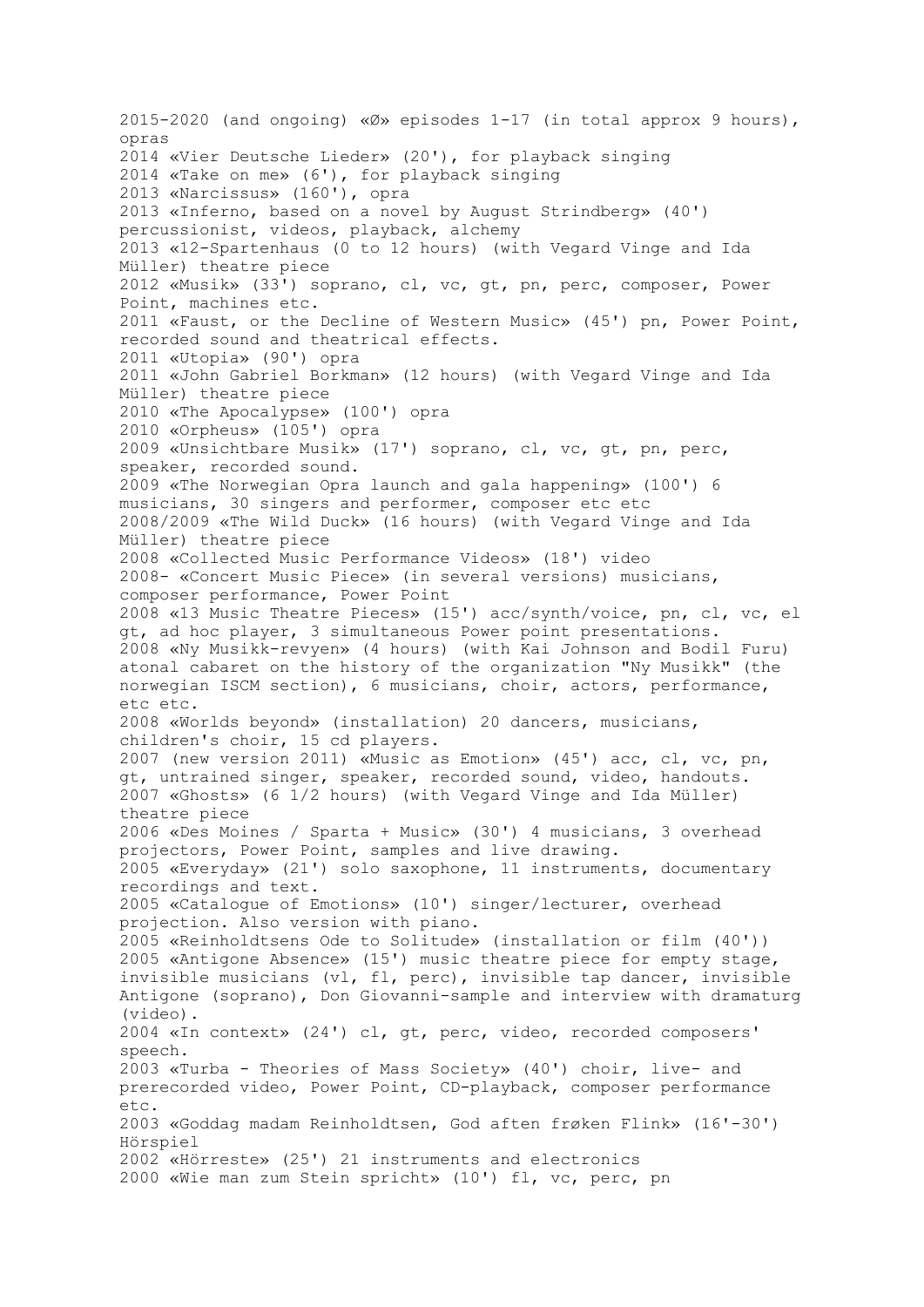2015-2020 (and ongoing) «Ø» episodes 1-17 (in total approx 9 hours), opras

2014 «Vier Deutsche Lieder» (20'), for playback singing

2014 «Take on me» (6'), for playback singing

2013 «Narcissus» (160'), opra

2013 «Inferno, based on a novel by August Strindberg» (40') percussionist, videos, playback, alchemy

2013 «12-Spartenhaus (0 to 12 hours) (with Vegard Vinge and Ida Müller) theatre piece

2012 «Musik» (33') soprano, cl, vc, gt, pn, perc, composer, Power Point, machines etc.

2011 «Faust, or the Decline of Western Music» (45') pn, Power Point, recorded sound and theatrical effects.

2011 «Utopia» (90') opra

2011 «John Gabriel Borkman» (12 hours) (with Vegard Vinge and Ida Müller) theatre piece

2010 «The Apocalypse» (100') opra

2010 «Orpheus» (105') opra

2009 «Unsichtbare Musik» (17') soprano, cl, vc, gt, pn, perc, speaker, recorded sound.

2009 «The Norwegian Opra launch and gala happening» (100') 6 musicians, 30 singers and performer, composer etc etc

2008/2009 «The Wild Duck» (16 hours) (with Vegard Vinge and Ida Müller) theatre piece

2008 «Collected Music Performance Videos» (18') video

2008- «Concert Music Piece» (in several versions) musicians, composer performance, Power Point

2008 «13 Music Theatre Pieces» (15') acc/synth/voice, pn, cl, vc, el gt, ad hoc player, 3 simultaneous Power point presentations.

2008 «Ny Musikk-revyen» (4 hours) (with Kai Johnson and Bodil Furu) atonal cabaret on the history of the organization "Ny Musikk" (the norwegian ISCM section), 6 musicians, choir, actors, performance, etc etc.

2008 «Worlds beyond» (installation) 20 dancers, musicians, children's choir, 15 cd players.

2007 (new version 2011) «Music as Emotion» (45') acc, cl, vc, pn, gt, untrained singer, speaker, recorded sound, video, handouts.

2007 «Ghosts» (6 1/2 hours) (with Vegard Vinge and Ida Müller) theatre piece

2006 «Des Moines / Sparta + Music» (30') 4 musicians, 3 overhead projectors, Power Point, samples and live drawing.

2005 «Everyday» (21') solo saxophone, 11 instruments, documentary recordings and text.

2005 «Catalogue of Emotions» (10') singer/lecturer, overhead projection. Also version with piano.

2005 «Reinholdtsens Ode to Solitude» (installation or film (40'))

2005 «Antigone Absence» (15') music theatre piece for empty stage, invisible musicians (vl, fl, perc), invisible tap dancer, invisible Antigone (soprano), Don Giovanni-sample and interview with dramaturg (video).

2004 «In context» (24') cl, gt, perc, video, recorded composers' speech.

2003 «Turba - Theories of Mass Society» (40') choir, live- and prerecorded video, Power Point, CD-playback, composer performance etc.

2003 «Goddag madam Reinholdtsen, God aften frøken Flink» (16'-30') Hörspiel

2002 «Hörreste» (25') 21 instruments and electronics

2000 «Wie man zum Stein spricht» (10') fl, vc, perc, pn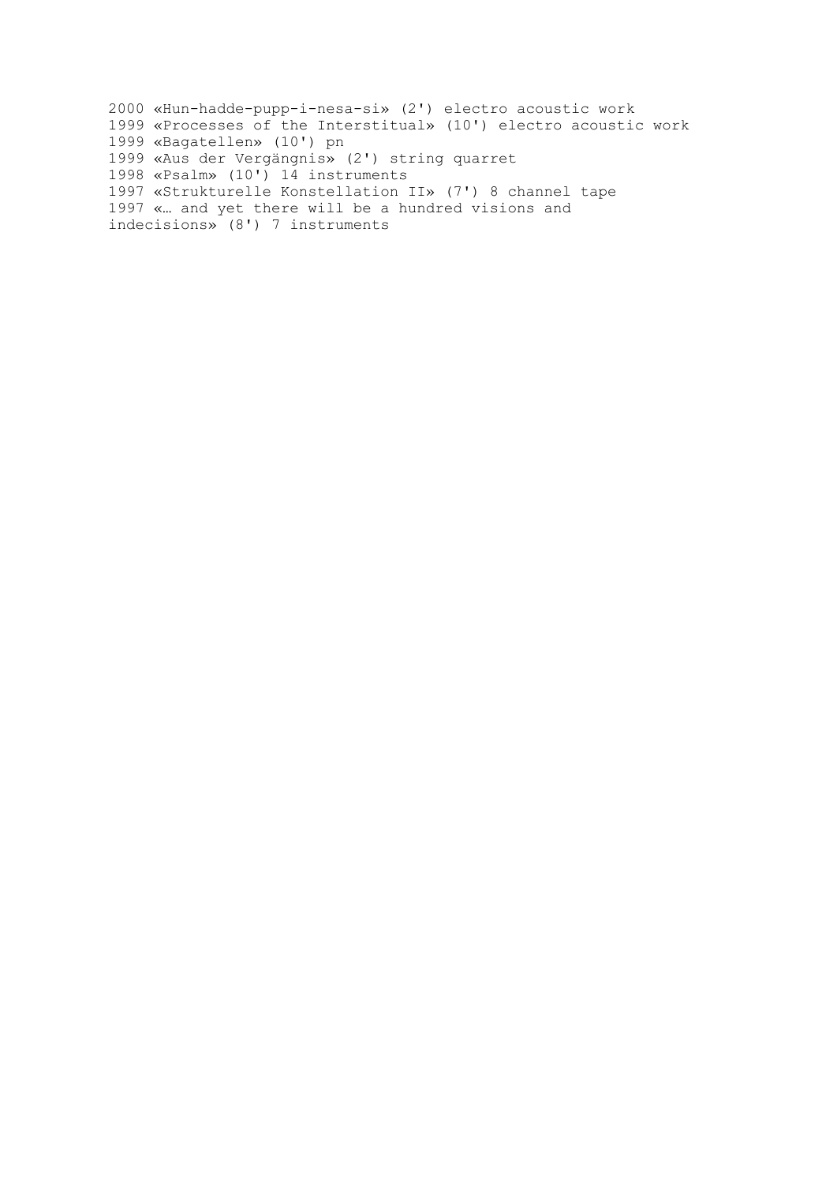2000 «Hun-hadde-pupp-i-nesa-si» (2') electro acoustic work
1999 «Processes of the Interstitual» (10') electro acoustic work
1999 «Bagatellen» (10') pn
1999 «Aus der Vergängnis» (2') string quarret
1998 «Psalm» (10') 14 instruments
1997 «Strukturelle Konstellation II» (7') 8 channel tape
1997 «… and yet there will be a hundred visions and indecisions» (8') 7 instruments